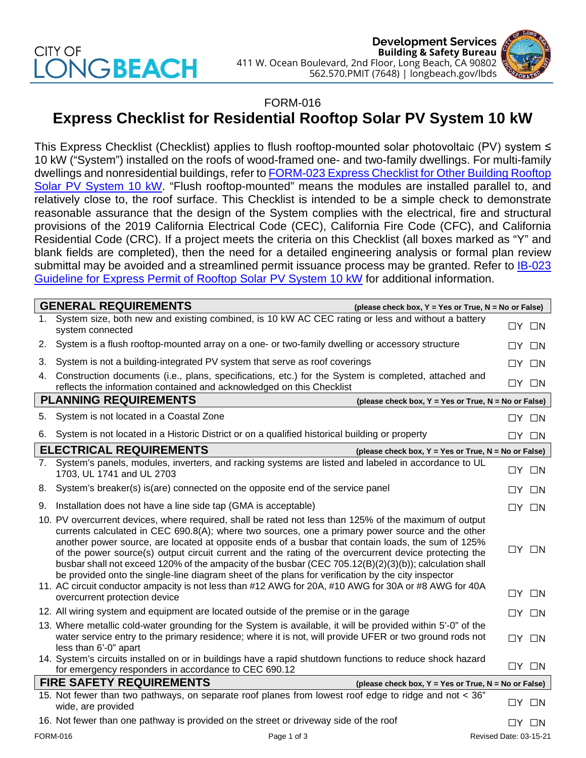CITY OF LONG BEACH

**Development Services**
**Building & Safety Bureau**
411 W. Ocean Boulevard, 2nd Floor, Long Beach, CA 90802
562.570.PMIT (7648) | longbeach.gov/lbds

FORM-016

# Express Checklist for Residential Rooftop Solar PV System 10 kW

This Express Checklist (Checklist) applies to flush rooftop-mounted solar photovoltaic (PV) system ≤ 10 kW ("System") installed on the roofs of wood-framed one- and two-family dwellings. For multi-family dwellings and nonresidential buildings, refer to FORM-023 Express Checklist for Other Building Rooftop Solar PV System 10 kW. "Flush rooftop-mounted" means the modules are installed parallel to, and relatively close to, the roof surface. This Checklist is intended to be a simple check to demonstrate reasonable assurance that the design of the System complies with the electrical, fire and structural provisions of the 2019 California Electrical Code (CEC), California Fire Code (CFC), and California Residential Code (CRC). If a project meets the criteria on this Checklist (all boxes marked as "Y" and blank fields are completed), then the need for a detailed engineering analysis or formal plan review submittal may be avoided and a streamlined permit issuance process may be granted. Refer to IB-023 Guideline for Express Permit of Rooftop Solar PV System 10 kW for additional information.

| **GENERAL REQUIREMENTS** | **(please check box, Y = Yes or True, N = No or False)** |
|---|---|
| 1. System size, both new and existing combined, is 10 kW AC CEC rating or less and without a battery system connected | ☐Y ☐N |
| 2. System is a flush rooftop-mounted array on a one- or two-family dwelling or accessory structure | ☐Y ☐N |
| 3. System is not a building-integrated PV system that serve as roof coverings | ☐Y ☐N |
| 4. Construction documents (i.e., plans, specifications, etc.) for the System is completed, attached and reflects the information contained and acknowledged on this Checklist | ☐Y ☐N |
| **PLANNING REQUIREMENTS** | **(please check box, Y = Yes or True, N = No or False)** |
| 5. System is not located in a Coastal Zone | ☐Y ☐N |
| 6. System is not located in a Historic District or on a qualified historical building or property | ☐Y ☐N |
| **ELECTRICAL REQUIREMENTS** | **(please check box, Y = Yes or True, N = No or False)** |
| 7. System's panels, modules, inverters, and racking systems are listed and labeled in accordance to UL 1703, UL 1741 and UL 2703 | ☐Y ☐N |
| 8. System's breaker(s) is(are) connected on the opposite end of the service panel | ☐Y ☐N |
| 9. Installation does not have a line side tap (GMA is acceptable) | ☐Y ☐N |
| 10. PV overcurrent devices, where required, shall be rated not less than 125% of the maximum of output currents calculated in CEC 690.8(A); where two sources, one a primary power source and the other another power source, are located at opposite ends of a busbar that contain loads, the sum of 125% of the power source(s) output circuit current and the rating of the overcurrent device protecting the busbar shall not exceed 120% of the ampacity of the busbar (CEC 705.12(B)(2)(3)(b)); calculation shall be provided onto the single-line diagram sheet of the plans for verification by the city inspector | ☐Y ☐N |
| 11. AC circuit conductor ampacity is not less than #12 AWG for 20A, #10 AWG for 30A or #8 AWG for 40A overcurrent protection device | ☐Y ☐N |
| 12. All wiring system and equipment are located outside of the premise or in the garage | ☐Y ☐N |
| 13. Where metallic cold-water grounding for the System is available, it will be provided within 5'-0" of the water service entry to the primary residence; where it is not, will provide UFER or two ground rods not less than 6'-0" apart | ☐Y ☐N |
| 14. System's circuits installed on or in buildings have a rapid shutdown functions to reduce shock hazard for emergency responders in accordance to CEC 690.12 | ☐Y ☐N |
| **FIRE SAFETY REQUIREMENTS** | **(please check box, Y = Yes or True, N = No or False)** |
| 15. Not fewer than two pathways, on separate roof planes from lowest roof edge to ridge and not < 36" wide, are provided | ☐Y ☐N |
| 16. Not fewer than one pathway is provided on the street or driveway side of the roof | ☐Y ☐N |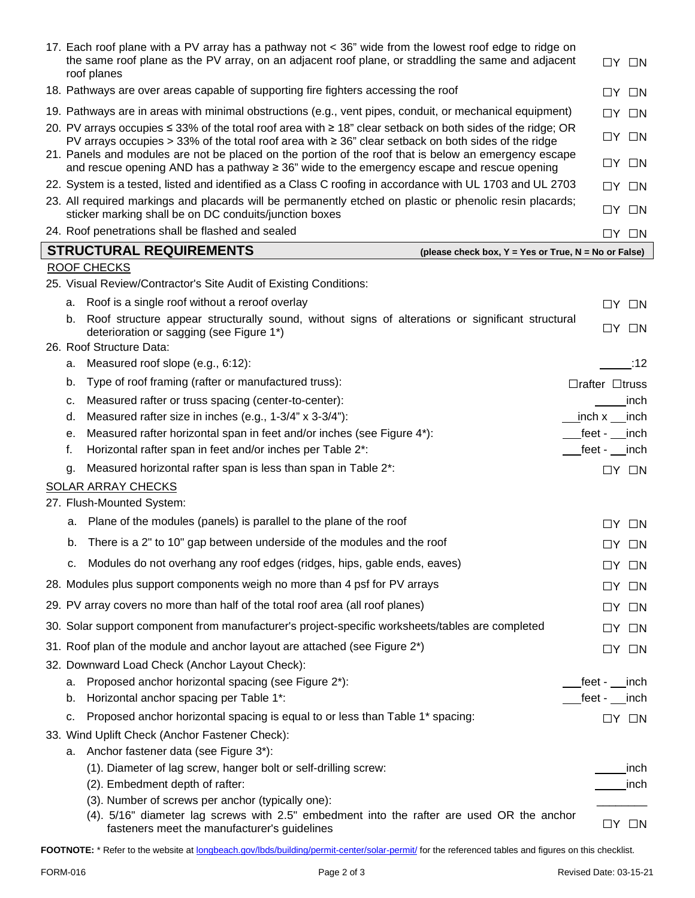17. Each roof plane with a PV array has a pathway not < 36" wide from the lowest roof edge to ridge on the same roof plane as the PV array, on an adjacent roof plane, or straddling the same and adjacent roof planes ☐Y ☐N
18. Pathways are over areas capable of supporting fire fighters accessing the roof ☐Y ☐N
19. Pathways are in areas with minimal obstructions (e.g., vent pipes, conduit, or mechanical equipment) ☐Y ☐N
20. PV arrays occupies ≤ 33% of the total roof area with ≥ 18" clear setback on both sides of the ridge; OR PV arrays occupies > 33% of the total roof area with ≥ 36" clear setback on both sides of the ridge ☐Y ☐N
21. Panels and modules are not be placed on the portion of the roof that is below an emergency escape and rescue opening AND has a pathway ≥ 36" wide to the emergency escape and rescue opening ☐Y ☐N
22. System is a tested, listed and identified as a Class C roofing in accordance with UL 1703 and UL 2703 ☐Y ☐N
23. All required markings and placards will be permanently etched on plastic or phenolic resin placards; sticker marking shall be on DC conduits/junction boxes ☐Y ☐N
24. Roof penetrations shall be flashed and sealed ☐Y ☐N

## STRUCTURAL REQUIREMENTS

**(please check box, Y = Yes or True, N = No or False)**

ROOF CHECKS

25. Visual Review/Contractor's Site Audit of Existing Conditions:
    a. Roof is a single roof without a reroof overlay ☐Y ☐N
    b. Roof structure appear structurally sound, without signs of alterations or significant structural deterioration or sagging (see Figure 1*) ☐Y ☐N
26. Roof Structure Data:
    a. Measured roof slope (e.g., 6:12): _____:12
    b. Type of roof framing (rafter or manufactured truss): ☐rafter ☐truss
    c. Measured rafter or truss spacing (center-to-center): _____inch
    d. Measured rafter size in inches (e.g., 1-3/4" x 3-3/4"): ___inch x ___inch
    e. Measured rafter horizontal span in feet and/or inches (see Figure 4*): ___feet - ___inch
    f. Horizontal rafter span in feet and/or inches per Table 2*: ___feet - ___inch
    g. Measured horizontal rafter span is less than span in Table 2*: ☐Y ☐N

SOLAR ARRAY CHECKS

27. Flush-Mounted System:
    a. Plane of the modules (panels) is parallel to the plane of the roof ☐Y ☐N
    b. There is a 2" to 10" gap between underside of the modules and the roof ☐Y ☐N
    c. Modules do not overhang any roof edges (ridges, hips, gable ends, eaves) ☐Y ☐N
28. Modules plus support components weigh no more than 4 psf for PV arrays ☐Y ☐N
29. PV array covers no more than half of the total roof area (all roof planes) ☐Y ☐N
30. Solar support component from manufacturer's project-specific worksheets/tables are completed ☐Y ☐N
31. Roof plan of the module and anchor layout are attached (see Figure 2*) ☐Y ☐N
32. Downward Load Check (Anchor Layout Check):
    a. Proposed anchor horizontal spacing (see Figure 2*): ___feet - ___inch
    b. Horizontal anchor spacing per Table 1*: ___feet - ___inch
    c. Proposed anchor horizontal spacing is equal to or less than Table 1* spacing: ☐Y ☐N
33. Wind Uplift Check (Anchor Fastener Check):
    a. Anchor fastener data (see Figure 3*):
        (1). Diameter of lag screw, hanger bolt or self-drilling screw: _____inch
        (2). Embedment depth of rafter: _____inch
        (3). Number of screws per anchor (typically one): ________
        (4). 5/16" diameter lag screws with 2.5" embedment into the rafter are used OR the anchor fasteners meet the manufacturer's guidelines ☐Y ☐N

**FOOTNOTE:** * Refer to the website at longbeach.gov/lbds/building/permit-center/solar-permit/ for the referenced tables and figures on this checklist.

FORM-016 Revised Date: 03-15-21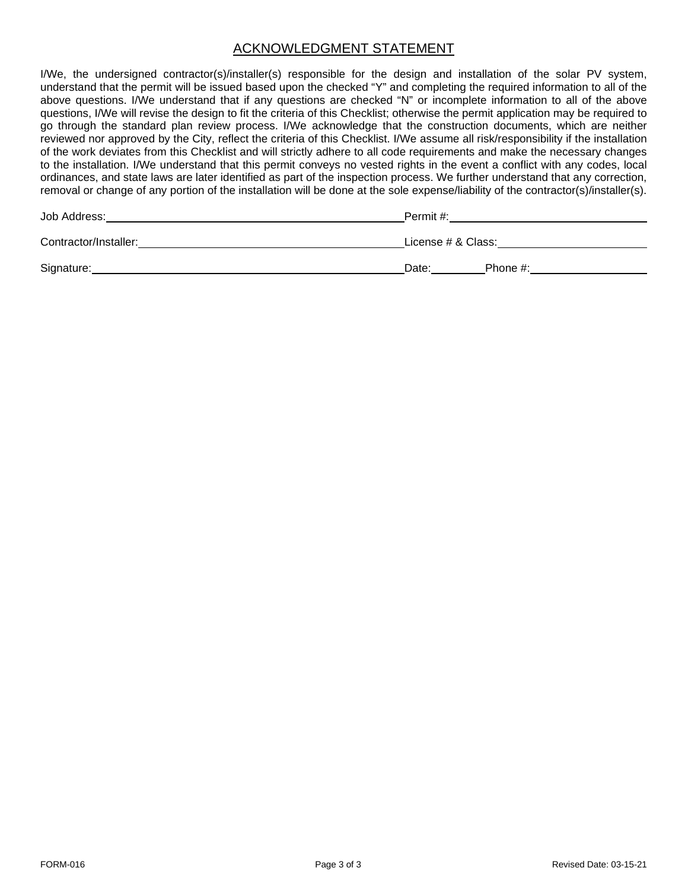## ACKNOWLEDGMENT STATEMENT

I/We, the undersigned contractor(s)/installer(s) responsible for the design and installation of the solar PV system, understand that the permit will be issued based upon the checked "Y" and completing the required information to all of the above questions. I/We understand that if any questions are checked "N" or incomplete information to all of the above questions, I/We will revise the design to fit the criteria of this Checklist; otherwise the permit application may be required to go through the standard plan review process. I/We acknowledge that the construction documents, which are neither reviewed nor approved by the City, reflect the criteria of this Checklist. I/We assume all risk/responsibility if the installation of the work deviates from this Checklist and will strictly adhere to all code requirements and make the necessary changes to the installation. I/We understand that this permit conveys no vested rights in the event a conflict with any codes, local ordinances, and state laws are later identified as part of the inspection process. We further understand that any correction, removal or change of any portion of the installation will be done at the sole expense/liability of the contractor(s)/installer(s).

Job Address: ______________________________ Permit #: ______________________

Contractor/Installer: ______________________________ License # & Class: ______________________

Signature: ______________________________ Date: __________ Phone #: ______________________

FORM-016

Revised Date: 03-15-21